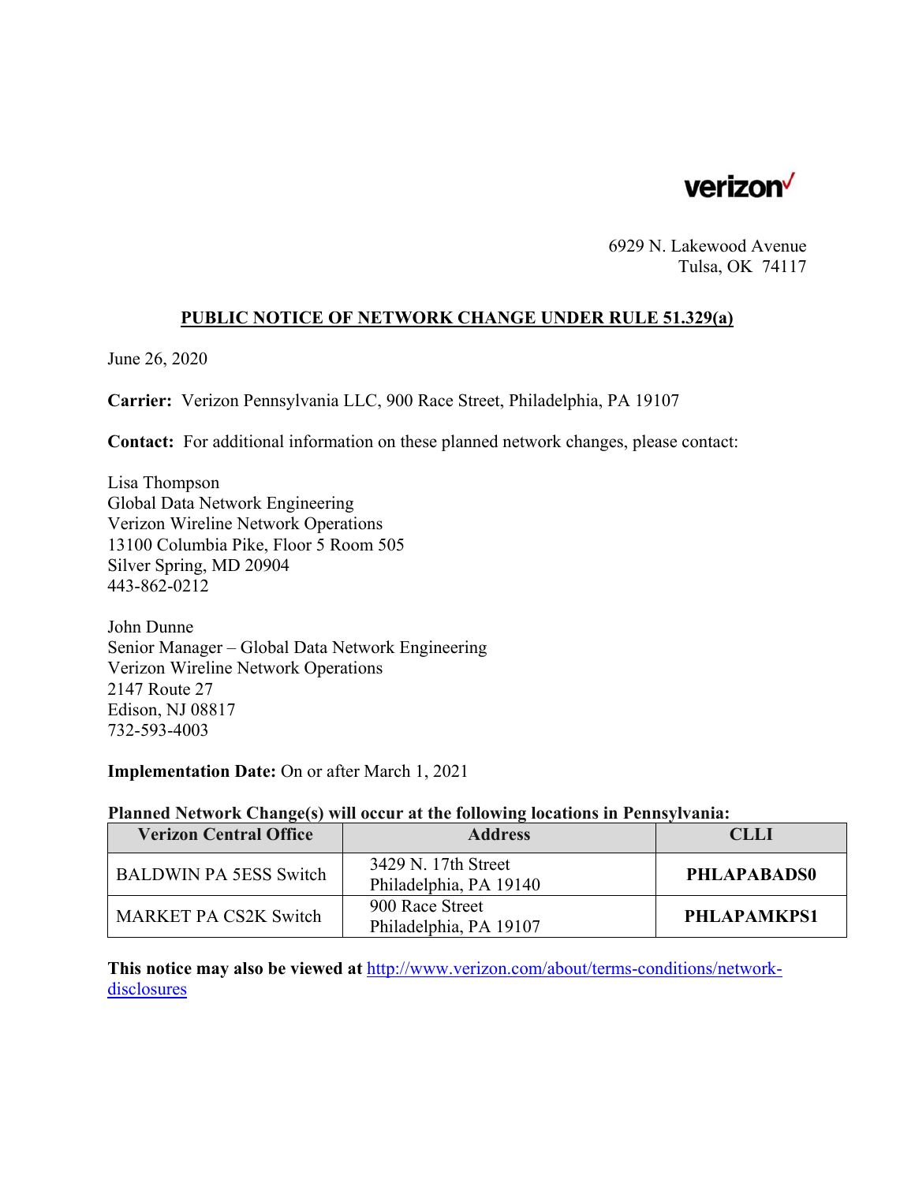verizon

6929 N. Lakewood Avenue
Tulsa, OK 74117

## PUBLIC NOTICE OF NETWORK CHANGE UNDER RULE 51.329(a)

June 26, 2020

**Carrier:** Verizon Pennsylvania LLC, 900 Race Street, Philadelphia, PA 19107

**Contact:** For additional information on these planned network changes, please contact:

Lisa Thompson
Global Data Network Engineering
Verizon Wireline Network Operations
13100 Columbia Pike, Floor 5 Room 505
Silver Spring, MD 20904
443-862-0212

John Dunne
Senior Manager – Global Data Network Engineering
Verizon Wireline Network Operations
2147 Route 27
Edison, NJ 08817
732-593-4003

**Implementation Date:** On or after March 1, 2021

**Planned Network Change(s) will occur at the following locations in Pennsylvania:**

| Verizon Central Office | Address | CLLI |
|---|---|---|
| BALDWIN PA 5ESS Switch | 3429 N. 17th Street Philadelphia, PA 19140 | **PHLAPABADS0** |
| MARKET PA CS2K Switch | 900 Race Street Philadelphia, PA 19107 | **PHLAPAMKPS1** |

**This notice may also be viewed at** http://www.verizon.com/about/terms-conditions/network-disclosures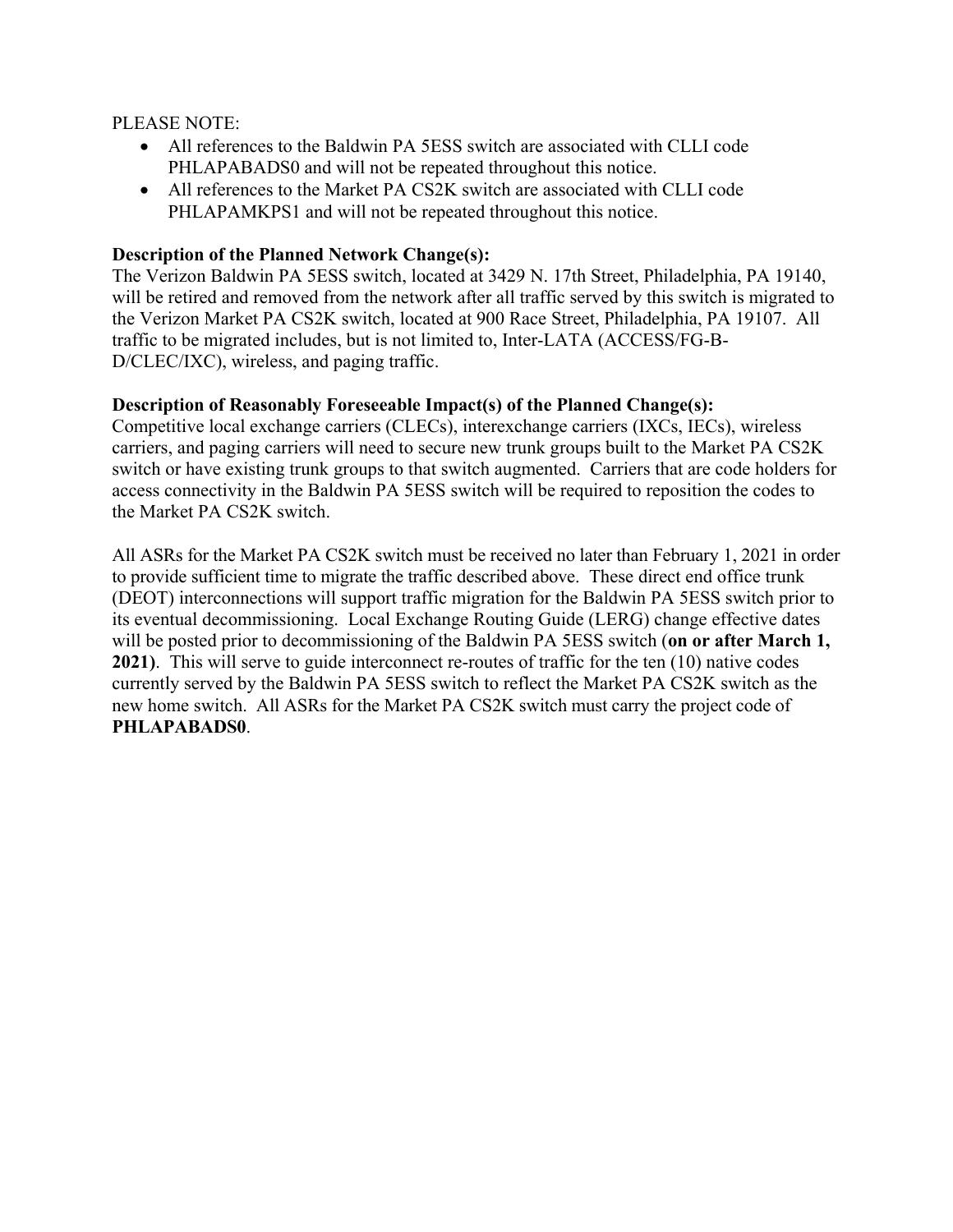PLEASE NOTE:

- All references to the Baldwin PA 5ESS switch are associated with CLLI code PHLAPABADS0 and will not be repeated throughout this notice.
- All references to the Market PA CS2K switch are associated with CLLI code PHLAPAMKPS1 and will not be repeated throughout this notice.

**Description of the Planned Network Change(s):**

The Verizon Baldwin PA 5ESS switch, located at 3429 N. 17th Street, Philadelphia, PA 19140, will be retired and removed from the network after all traffic served by this switch is migrated to the Verizon Market PA CS2K switch, located at 900 Race Street, Philadelphia, PA 19107. All traffic to be migrated includes, but is not limited to, Inter-LATA (ACCESS/FG-B-D/CLEC/IXC), wireless, and paging traffic.

**Description of Reasonably Foreseeable Impact(s) of the Planned Change(s):**

Competitive local exchange carriers (CLECs), interexchange carriers (IXCs, IECs), wireless carriers, and paging carriers will need to secure new trunk groups built to the Market PA CS2K switch or have existing trunk groups to that switch augmented. Carriers that are code holders for access connectivity in the Baldwin PA 5ESS switch will be required to reposition the codes to the Market PA CS2K switch.

All ASRs for the Market PA CS2K switch must be received no later than February 1, 2021 in order to provide sufficient time to migrate the traffic described above. These direct end office trunk (DEOT) interconnections will support traffic migration for the Baldwin PA 5ESS switch prior to its eventual decommissioning. Local Exchange Routing Guide (LERG) change effective dates will be posted prior to decommissioning of the Baldwin PA 5ESS switch (**on or after March 1, 2021)**. This will serve to guide interconnect re-routes of traffic for the ten (10) native codes currently served by the Baldwin PA 5ESS switch to reflect the Market PA CS2K switch as the new home switch. All ASRs for the Market PA CS2K switch must carry the project code of **PHLAPABADS0**.